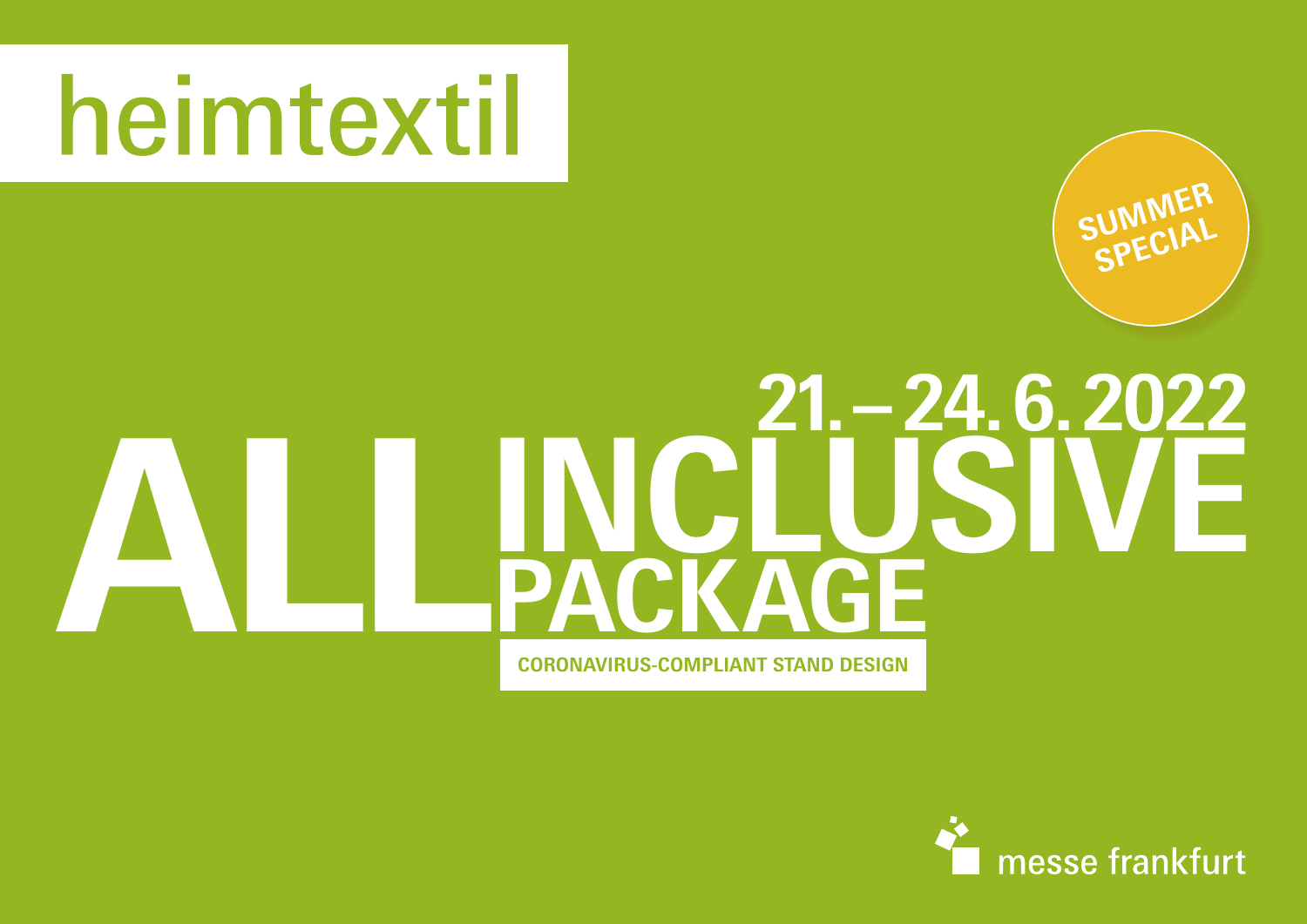# heimtextil

**SUMMER SPECIAL**

**21.–24. 6. 2022**

# ALL INCLUSIVE PACKAGE

**CORONAVIRUS-COMPLIANT STAND DESIGN**

messe frankfurt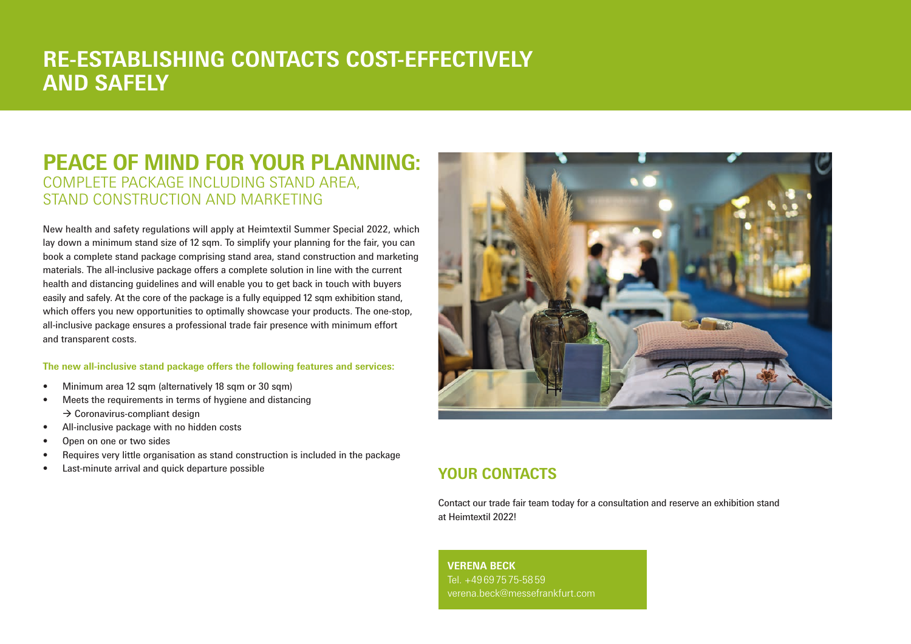# RE-ESTABLISHING CONTACTS COST-EFFECTIVELY AND SAFELY

## PEACE OF MIND FOR YOUR PLANNING:

### COMPLETE PACKAGE INCLUDING STAND AREA, STAND CONSTRUCTION AND MARKETING

New health and safety regulations will apply at Heimtextil Summer Special 2022, which lay down a minimum stand size of 12 sqm. To simplify your planning for the fair, you can book a complete stand package comprising stand area, stand construction and marketing materials. The all-inclusive package offers a complete solution in line with the current health and distancing guidelines and will enable you to get back in touch with buyers easily and safely. At the core of the package is a fully equipped 12 sqm exhibition stand, which offers you new opportunities to optimally showcase your products. The one-stop, all-inclusive package ensures a professional trade fair presence with minimum effort and transparent costs.

**The new all-inclusive stand package offers the following features and services:**

- Minimum area 12 sqm (alternatively 18 sqm or 30 sqm)
- Meets the requirements in terms of hygiene and distancing
  → Coronavirus-compliant design
- All-inclusive package with no hidden costs
- Open on one or two sides
- Requires very little organisation as stand construction is included in the package
- Last-minute arrival and quick departure possible

## YOUR CONTACTS

Contact our trade fair team today for a consultation and reserve an exhibition stand at Heimtextil 2022!

**VERENA BECK**
Tel. +49 69 75 75-58 59
verena.beck@messefrankfurt.com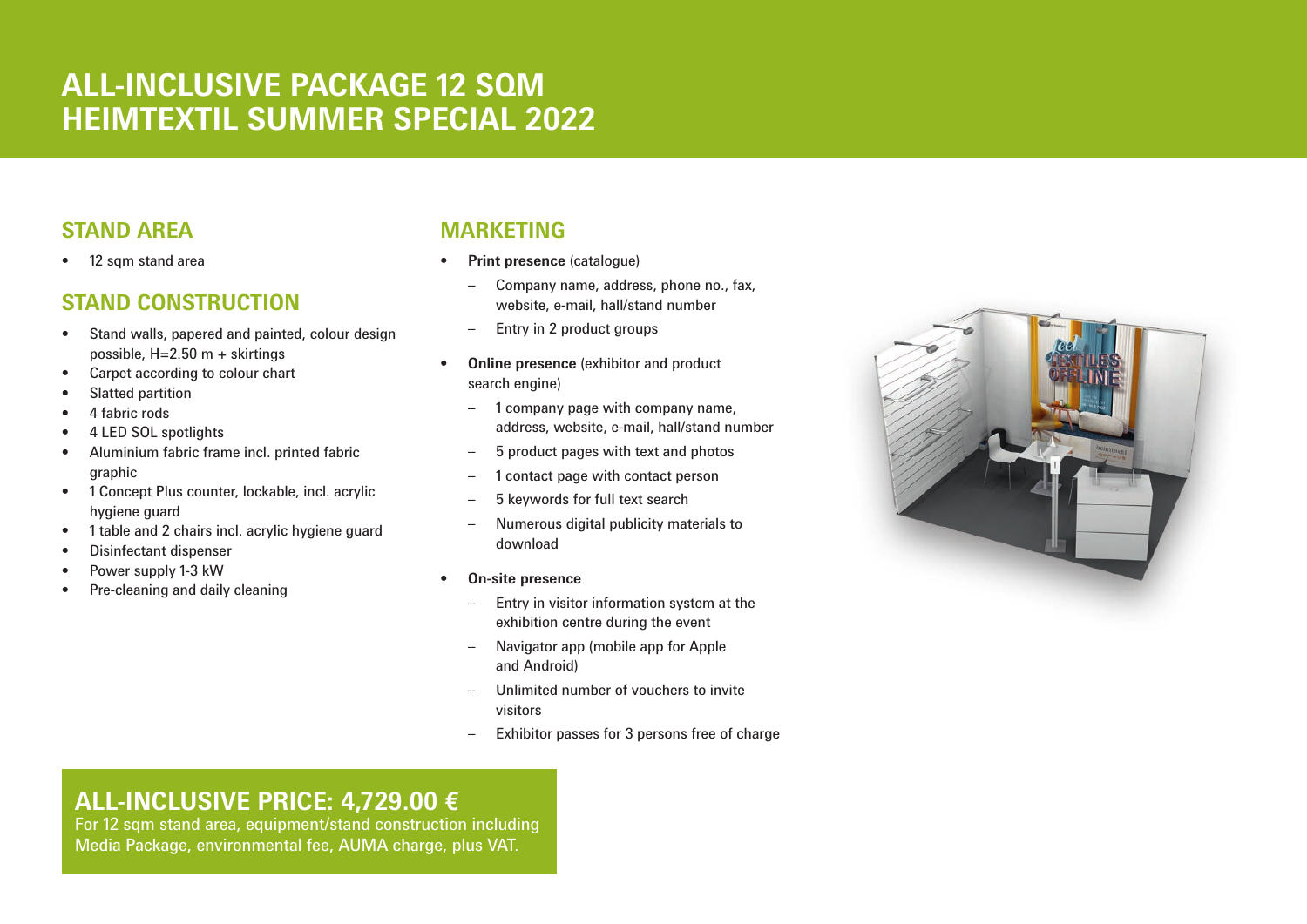# ALL-INCLUSIVE PACKAGE 12 SQM
# HEIMTEXTIL SUMMER SPECIAL 2022

## STAND AREA

- 12 sqm stand area

## STAND CONSTRUCTION

- Stand walls, papered and painted, colour design possible, H=2.50 m + skirtings
- Carpet according to colour chart
- Slatted partition
- 4 fabric rods
- 4 LED SOL spotlights
- Aluminium fabric frame incl. printed fabric graphic
- 1 Concept Plus counter, lockable, incl. acrylic hygiene guard
- 1 table and 2 chairs incl. acrylic hygiene guard
- Disinfectant dispenser
- Power supply 1-3 kW
- Pre-cleaning and daily cleaning

## MARKETING

- **Print presence** (catalogue)
  - Company name, address, phone no., fax, website, e-mail, hall/stand number
  - Entry in 2 product groups
- **Online presence** (exhibitor and product search engine)
  - 1 company page with company name, address, website, e-mail, hall/stand number
  - 5 product pages with text and photos
  - 1 contact page with contact person
  - 5 keywords for full text search
  - Numerous digital publicity materials to download
- **On-site presence**
  - Entry in visitor information system at the exhibition centre during the event
  - Navigator app (mobile app for Apple and Android)
  - Unlimited number of vouchers to invite visitors
  - Exhibitor passes for 3 persons free of charge

## ALL-INCLUSIVE PRICE: 4,729.00 €

For 12 sqm stand area, equipment/stand construction including Media Package, environmental fee, AUMA charge, plus VAT.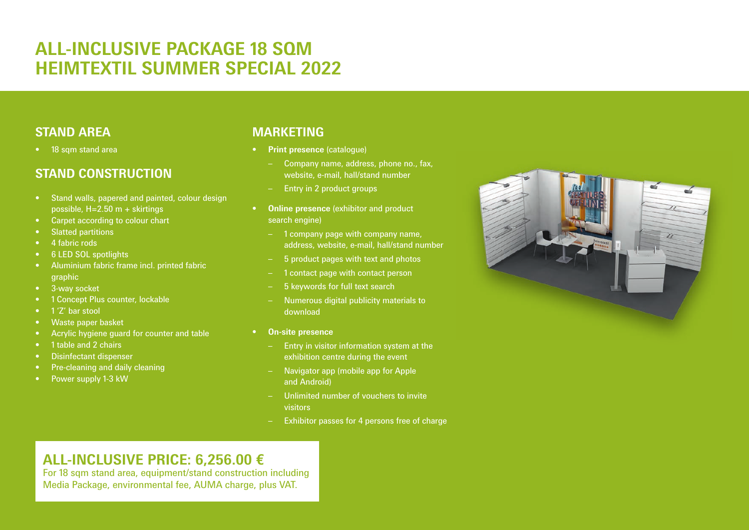# ALL-INCLUSIVE PACKAGE 18 SQM HEIMTEXTIL SUMMER SPECIAL 2022

## STAND AREA

- 18 sqm stand area

## STAND CONSTRUCTION

- Stand walls, papered and painted, colour design possible, H=2.50 m + skirtings
- Carpet according to colour chart
- Slatted partitions
- 4 fabric rods
- 6 LED SOL spotlights
- Aluminium fabric frame incl. printed fabric graphic
- 3-way socket
- 1 Concept Plus counter, lockable
- 1 'Z' bar stool
- Waste paper basket
- Acrylic hygiene guard for counter and table
- 1 table and 2 chairs
- Disinfectant dispenser
- Pre-cleaning and daily cleaning
- Power supply 1-3 kW

## MARKETING

- **Print presence** (catalogue)
  - Company name, address, phone no., fax, website, e-mail, hall/stand number
  - Entry in 2 product groups
- **Online presence** (exhibitor and product search engine)
  - 1 company page with company name, address, website, e-mail, hall/stand number
  - 5 product pages with text and photos
  - 1 contact page with contact person
  - 5 keywords for full text search
  - Numerous digital publicity materials to download
- **On-site presence**
  - Entry in visitor information system at the exhibition centre during the event
  - Navigator app (mobile app for Apple and Android)
  - Unlimited number of vouchers to invite visitors
  - Exhibitor passes for 4 persons free of charge

## ALL-INCLUSIVE PRICE: 6,256.00 €

For 18 sqm stand area, equipment/stand construction including Media Package, environmental fee, AUMA charge, plus VAT.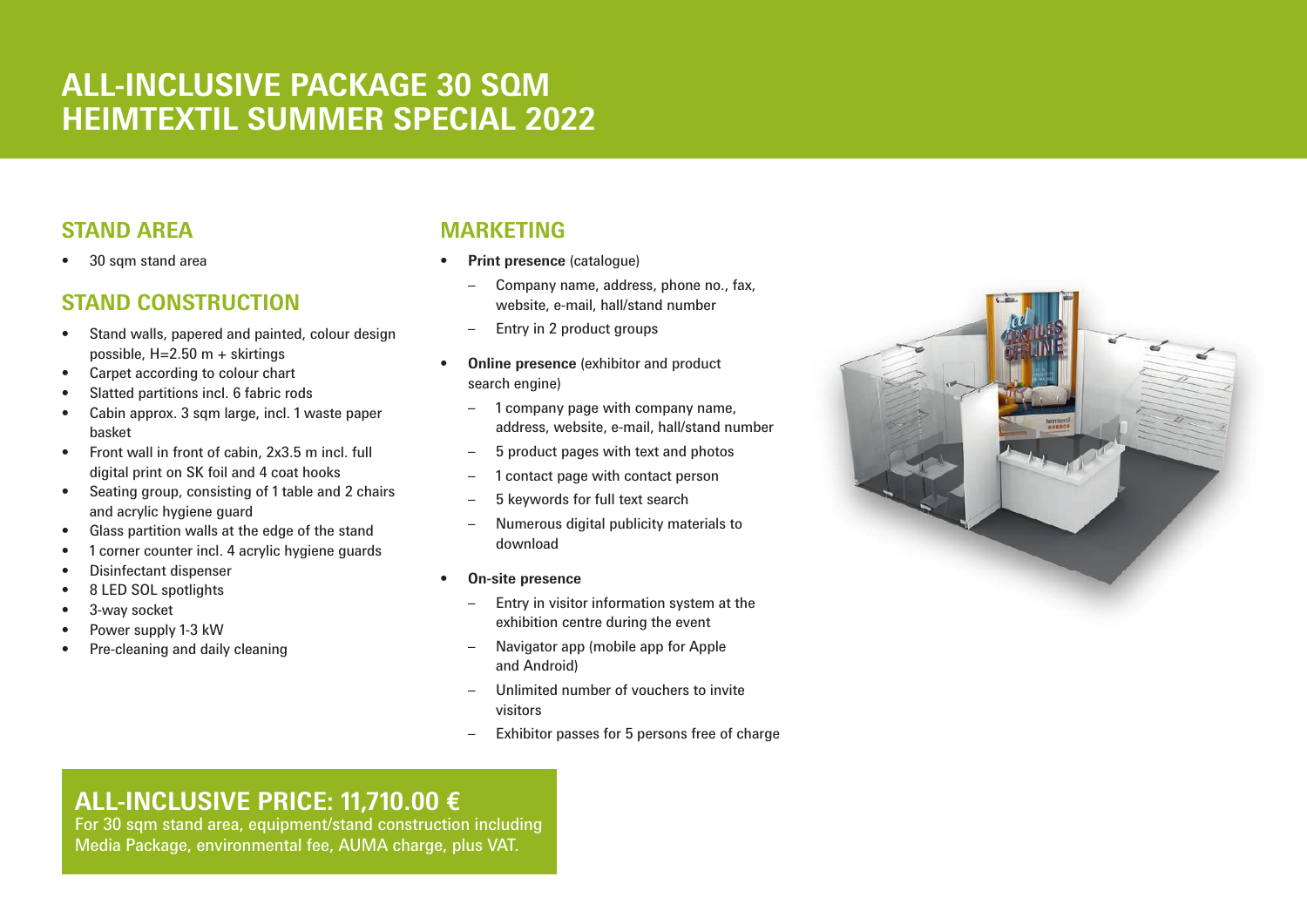# ALL-INCLUSIVE PACKAGE 30 SQM HEIMTEXTIL SUMMER SPECIAL 2022

## STAND AREA

- 30 sqm stand area

## STAND CONSTRUCTION

- Stand walls, papered and painted, colour design possible, H=2.50 m + skirtings
- Carpet according to colour chart
- Slatted partitions incl. 6 fabric rods
- Cabin approx. 3 sqm large, incl. 1 waste paper basket
- Front wall in front of cabin, 2x3.5 m incl. full digital print on SK foil and 4 coat hooks
- Seating group, consisting of 1 table and 2 chairs and acrylic hygiene guard
- Glass partition walls at the edge of the stand
- 1 corner counter incl. 4 acrylic hygiene guards
- Disinfectant dispenser
- 8 LED SOL spotlights
- 3-way socket
- Power supply 1-3 kW
- Pre-cleaning and daily cleaning

## MARKETING

- **Print presence** (catalogue)
  - Company name, address, phone no., fax, website, e-mail, hall/stand number
  - Entry in 2 product groups
- **Online presence** (exhibitor and product search engine)
  - 1 company page with company name, address, website, e-mail, hall/stand number
  - 5 product pages with text and photos
  - 1 contact page with contact person
  - 5 keywords for full text search
  - Numerous digital publicity materials to download
- **On-site presence**
  - Entry in visitor information system at the exhibition centre during the event
  - Navigator app (mobile app for Apple and Android)
  - Unlimited number of vouchers to invite visitors
  - Exhibitor passes for 5 persons free of charge

## ALL-INCLUSIVE PRICE: 11,710.00 €

For 30 sqm stand area, equipment/stand construction including Media Package, environmental fee, AUMA charge, plus VAT.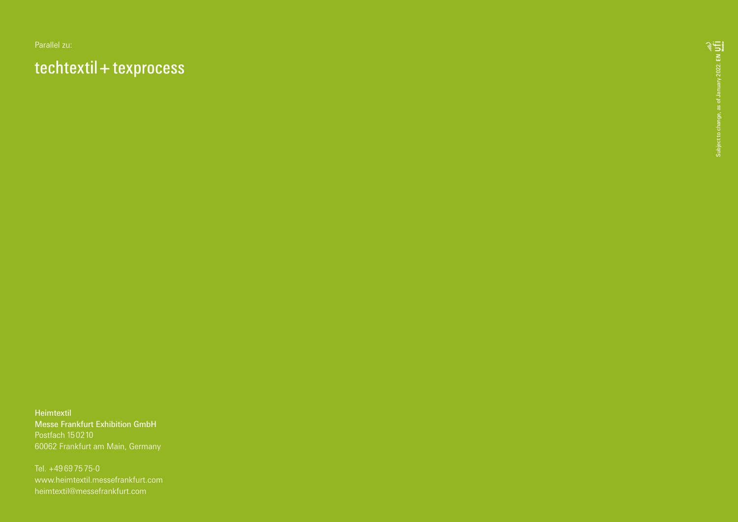Parallel zu:

# techtextil + texprocess

Subject to change, as of January 2022. EN

**Heimtextil**
**Messe Frankfurt Exhibition GmbH**
Postfach 15 02 10
60062 Frankfurt am Main, Germany

Tel. +49 69 75 75-0
www.heimtextil.messefrankfurt.com
heimtextil@messefrankfurt.com